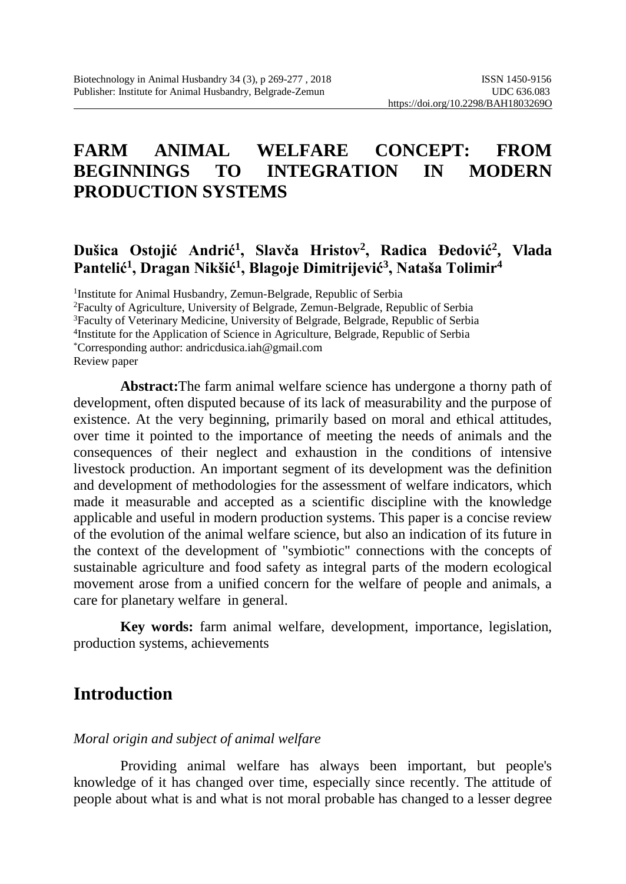# FARM ANIMAL WELFARE CONCEPT: FROM BEGINNINGS TO INTEGRATION IN MODERN PRODUCTION SYSTEMS

**Dušica Ostojić Andrić[1], Slavča Hristov[2], Radica Đedović[2], Vlada Pantelić[1], Dragan Nikšić[1], Blagoje Dimitrijević[3], Nataša Tolimir[4]**

[1]Institute for Animal Husbandry, Zemun-Belgrade, Republic of Serbia
[2]Faculty of Agriculture, University of Belgrade, Zemun-Belgrade, Republic of Serbia
[3]Faculty of Veterinary Medicine, University of Belgrade, Belgrade, Republic of Serbia
[4]Institute for the Application of Science in Agriculture, Belgrade, Republic of Serbia
*Corresponding author: andricdusica.iah@gmail.com
Review paper

**Abstract:**The farm animal welfare science has undergone a thorny path of development, often disputed because of its lack of measurability and the purpose of existence. At the very beginning, primarily based on moral and ethical attitudes, over time it pointed to the importance of meeting the needs of animals and the consequences of their neglect and exhaustion in the conditions of intensive livestock production. An important segment of its development was the definition and development of methodologies for the assessment of welfare indicators, which made it measurable and accepted as a scientific discipline with the knowledge applicable and useful in modern production systems. This paper is a concise review of the evolution of the animal welfare science, but also an indication of its future in the context of the development of "symbiotic" connections with the concepts of sustainable agriculture and food safety as integral parts of the modern ecological movement arose from a unified concern for the welfare of people and animals, a care for planetary welfare in general.

**Key words:** farm animal welfare, development, importance, legislation, production systems, achievements

## Introduction

*Moral origin and subject of animal welfare*

Providing animal welfare has always been important, but people's knowledge of it has changed over time, especially since recently. The attitude of people about what is and what is not moral probable has changed to a lesser degree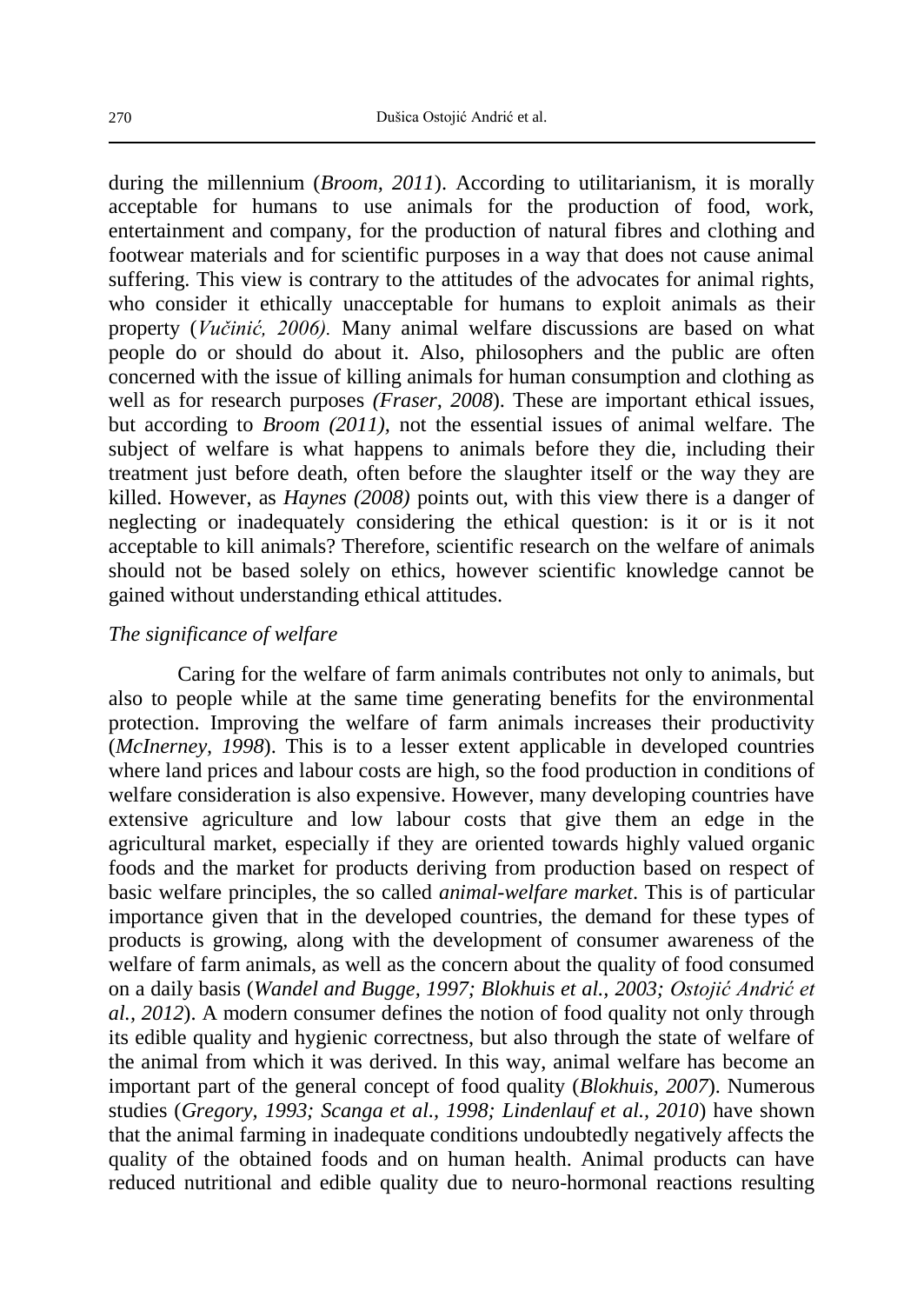during the millennium (*Broom, 2011*). According to utilitarianism, it is morally acceptable for humans to use animals for the production of food, work, entertainment and company, for the production of natural fibres and clothing and footwear materials and for scientific purposes in a way that does not cause animal suffering. This view is contrary to the attitudes of the advocates for animal rights, who consider it ethically unacceptable for humans to exploit animals as their property (*Vučinić, 2006).* Many animal welfare discussions are based on what people do or should do about it. Also, philosophers and the public are often concerned with the issue of killing animals for human consumption and clothing as well as for research purposes *(Fraser, 2008*). These are important ethical issues, but according to *Broom (2011),* not the essential issues of animal welfare. The subject of welfare is what happens to animals before they die, including their treatment just before death, often before the slaughter itself or the way they are killed. However, as *Haynes (2008)* points out, with this view there is a danger of neglecting or inadequately considering the ethical question: is it or is it not acceptable to kill animals? Therefore, scientific research on the welfare of animals should not be based solely on ethics, however scientific knowledge cannot be gained without understanding ethical attitudes.

*The significance of welfare*

Caring for the welfare of farm animals contributes not only to animals, but also to people while at the same time generating benefits for the environmental protection. Improving the welfare of farm animals increases their productivity (*McInerney, 1998*). This is to a lesser extent applicable in developed countries where land prices and labour costs are high, so the food production in conditions of welfare consideration is also expensive. However, many developing countries have extensive agriculture and low labour costs that give them an edge in the agricultural market, especially if they are oriented towards highly valued organic foods and the market for products deriving from production based on respect of basic welfare principles, the so called *animal-welfare market*. This is of particular importance given that in the developed countries, the demand for these types of products is growing, along with the development of consumer awareness of the welfare of farm animals, as well as the concern about the quality of food consumed on a daily basis (*Wandel and Bugge, 1997; Blokhuis et al., 2003; Ostojić Andrić et al., 2012*). A modern consumer defines the notion of food quality not only through its edible quality and hygienic correctness, but also through the state of welfare of the animal from which it was derived. In this way, animal welfare has become an important part of the general concept of food quality (*Blokhuis, 2007*). Numerous studies (*Gregory, 1993; Scanga et al., 1998; Lindenlauf et al., 2010*) have shown that the animal farming in inadequate conditions undoubtedly negatively affects the quality of the obtained foods and on human health. Animal products can have reduced nutritional and edible quality due to neuro-hormonal reactions resulting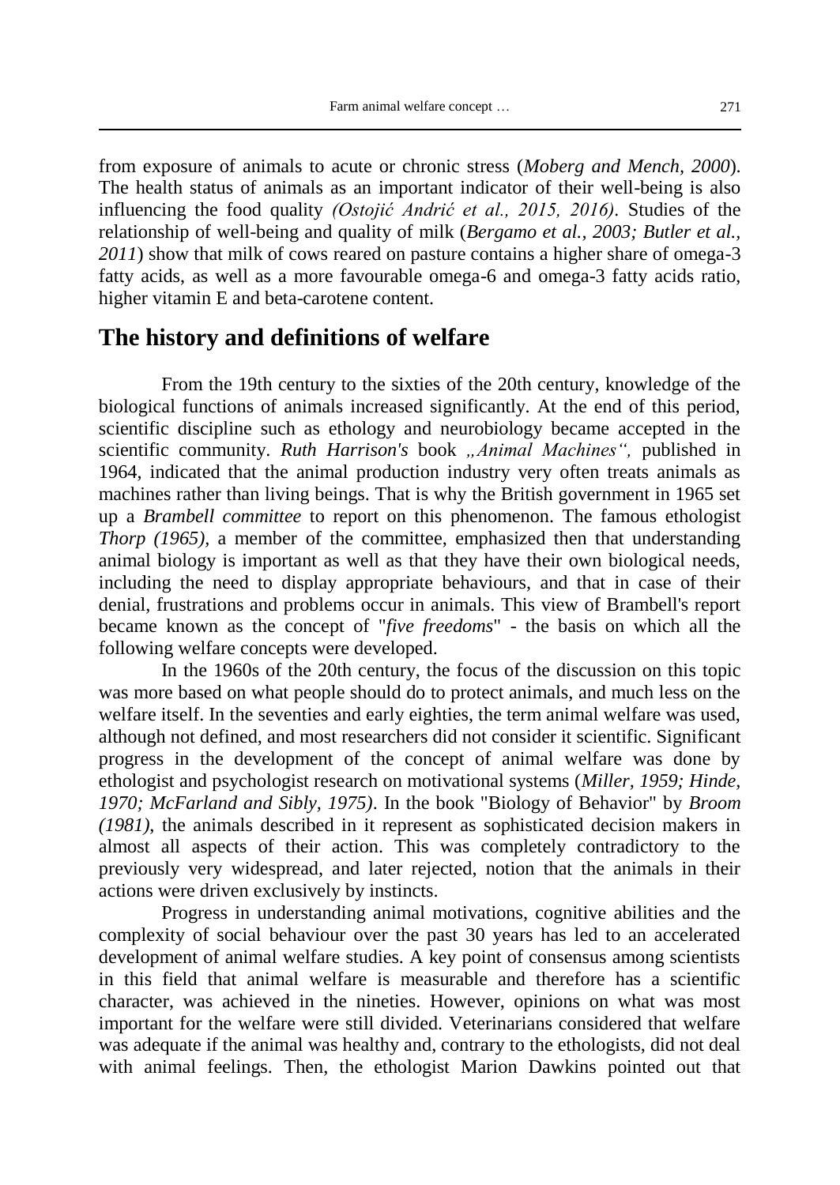from exposure of animals to acute or chronic stress (*Moberg and Mench, 2000*). The health status of animals as an important indicator of their well-being is also influencing the food quality *(Ostojić Andrić et al., 2015, 2016)*. Studies of the relationship of well-being and quality of milk (*Bergamo et al., 2003; Butler et al., 2011*) show that milk of cows reared on pasture contains a higher share of omega-3 fatty acids, as well as a more favourable omega-6 and omega-3 fatty acids ratio, higher vitamin E and beta-carotene content.

## The history and definitions of welfare

From the 19th century to the sixties of the 20th century, knowledge of the biological functions of animals increased significantly. At the end of this period, scientific discipline such as ethology and neurobiology became accepted in the scientific community. *Ruth Harrison's* book *„Animal Machines",* published in 1964, indicated that the animal production industry very often treats animals as machines rather than living beings. That is why the British government in 1965 set up a *Brambell committee* to report on this phenomenon. The famous ethologist *Thorp (1965),* a member of the committee, emphasized then that understanding animal biology is important as well as that they have their own biological needs, including the need to display appropriate behaviours, and that in case of their denial, frustrations and problems occur in animals. This view of Brambell's report became known as the concept of "*five freedoms*" - the basis on which all the following welfare concepts were developed.

In the 1960s of the 20th century, the focus of the discussion on this topic was more based on what people should do to protect animals, and much less on the welfare itself. In the seventies and early eighties, the term animal welfare was used, although not defined, and most researchers did not consider it scientific. Significant progress in the development of the concept of animal welfare was done by ethologist and psychologist research on motivational systems (*Miller, 1959; Hinde, 1970; McFarland and Sibly, 1975)*. In the book "Biology of Behavior" by *Broom (1981)*, the animals described in it represent as sophisticated decision makers in almost all aspects of their action. This was completely contradictory to the previously very widespread, and later rejected, notion that the animals in their actions were driven exclusively by instincts.

Progress in understanding animal motivations, cognitive abilities and the complexity of social behaviour over the past 30 years has led to an accelerated development of animal welfare studies. A key point of consensus among scientists in this field that animal welfare is measurable and therefore has a scientific character, was achieved in the nineties. However, opinions on what was most important for the welfare were still divided. Veterinarians considered that welfare was adequate if the animal was healthy and, contrary to the ethologists, did not deal with animal feelings. Then, the ethologist Marion Dawkins pointed out that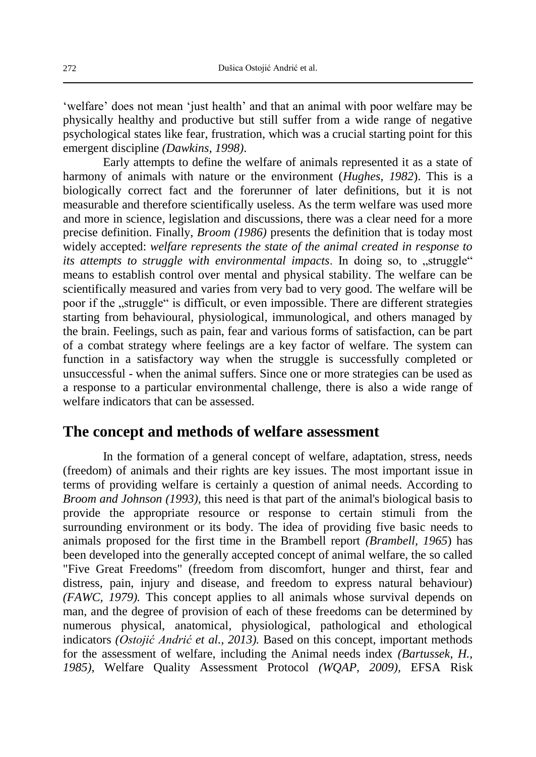'welfare' does not mean 'just health' and that an animal with poor welfare may be physically healthy and productive but still suffer from a wide range of negative psychological states like fear, frustration, which was a crucial starting point for this emergent discipline *(Dawkins, 1998)*.

Early attempts to define the welfare of animals represented it as a state of harmony of animals with nature or the environment (*Hughes, 1982*). This is a biologically correct fact and the forerunner of later definitions, but it is not measurable and therefore scientifically useless. As the term welfare was used more and more in science, legislation and discussions, there was a clear need for a more precise definition. Finally, *Broom (1986)* presents the definition that is today most widely accepted: *welfare represents the state of the animal created in response to its attempts to struggle with environmental impacts*. In doing so, to „struggle" means to establish control over mental and physical stability. The welfare can be scientifically measured and varies from very bad to very good. The welfare will be poor if the „struggle" is difficult, or even impossible. There are different strategies starting from behavioural, physiological, immunological, and others managed by the brain. Feelings, such as pain, fear and various forms of satisfaction, can be part of a combat strategy where feelings are a key factor of welfare. The system can function in a satisfactory way when the struggle is successfully completed or unsuccessful - when the animal suffers. Since one or more strategies can be used as a response to a particular environmental challenge, there is also a wide range of welfare indicators that can be assessed.

## The concept and methods of welfare assessment

In the formation of a general concept of welfare, adaptation, stress, needs (freedom) of animals and their rights are key issues. The most important issue in terms of providing welfare is certainly a question of animal needs. According to *Broom and Johnson (1993)*, this need is that part of the animal's biological basis to provide the appropriate resource or response to certain stimuli from the surrounding environment or its body. The idea of providing five basic needs to animals proposed for the first time in the Brambell report *(Brambell, 1965*) has been developed into the generally accepted concept of animal welfare, the so called "Five Great Freedoms" (freedom from discomfort, hunger and thirst, fear and distress, pain, injury and disease, and freedom to express natural behaviour) *(FAWC, 1979).* This concept applies to all animals whose survival depends on man, and the degree of provision of each of these freedoms can be determined by numerous physical, anatomical, physiological, pathological and ethological indicators *(Ostojić Andrić et al., 2013).* Based on this concept, important methods for the assessment of welfare, including the Animal needs index *(Bartussek, H., 1985),* Welfare Quality Assessment Protocol *(WQAP, 2009),* EFSA Risk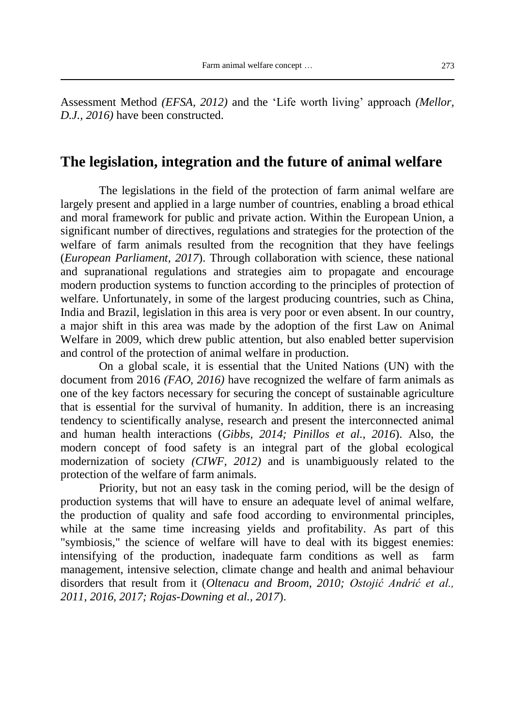Assessment Method *(EFSA, 2012)* and the 'Life worth living' approach *(Mellor, D.J., 2016)* have been constructed.

## The legislation, integration and the future of animal welfare

The legislations in the field of the protection of farm animal welfare are largely present and applied in a large number of countries, enabling a broad ethical and moral framework for public and private action. Within the European Union, a significant number of directives, regulations and strategies for the protection of the welfare of farm animals resulted from the recognition that they have feelings (*European Parliament, 2017*). Through collaboration with science, these national and supranational regulations and strategies aim to propagate and encourage modern production systems to function according to the principles of protection of welfare. Unfortunately, in some of the largest producing countries, such as China, India and Brazil, legislation in this area is very poor or even absent. In our country, a major shift in this area was made by the adoption of the first Law on Animal Welfare in 2009, which drew public attention, but also enabled better supervision and control of the protection of animal welfare in production.

On a global scale, it is essential that the United Nations (UN) with the document from 2016 *(FAO, 2016)* have recognized the welfare of farm animals as one of the key factors necessary for securing the concept of sustainable agriculture that is essential for the survival of humanity. In addition, there is an increasing tendency to scientifically analyse, research and present the interconnected animal and human health interactions (*Gibbs, 2014; Pinillos et al., 2016*). Also, the modern concept of food safety is an integral part of the global ecological modernization of society *(CIWF, 2012)* and is unambiguously related to the protection of the welfare of farm animals.

Priority, but not an easy task in the coming period, will be the design of production systems that will have to ensure an adequate level of animal welfare, the production of quality and safe food according to environmental principles, while at the same time increasing yields and profitability. As part of this "symbiosis," the science of welfare will have to deal with its biggest enemies: intensifying of the production, inadequate farm conditions as well as farm management, intensive selection, climate change and health and animal behaviour disorders that result from it (*Oltenacu and Broom, 2010; Ostojić Andrić et al., 2011, 2016, 2017; Rojas-Downing et al., 2017*).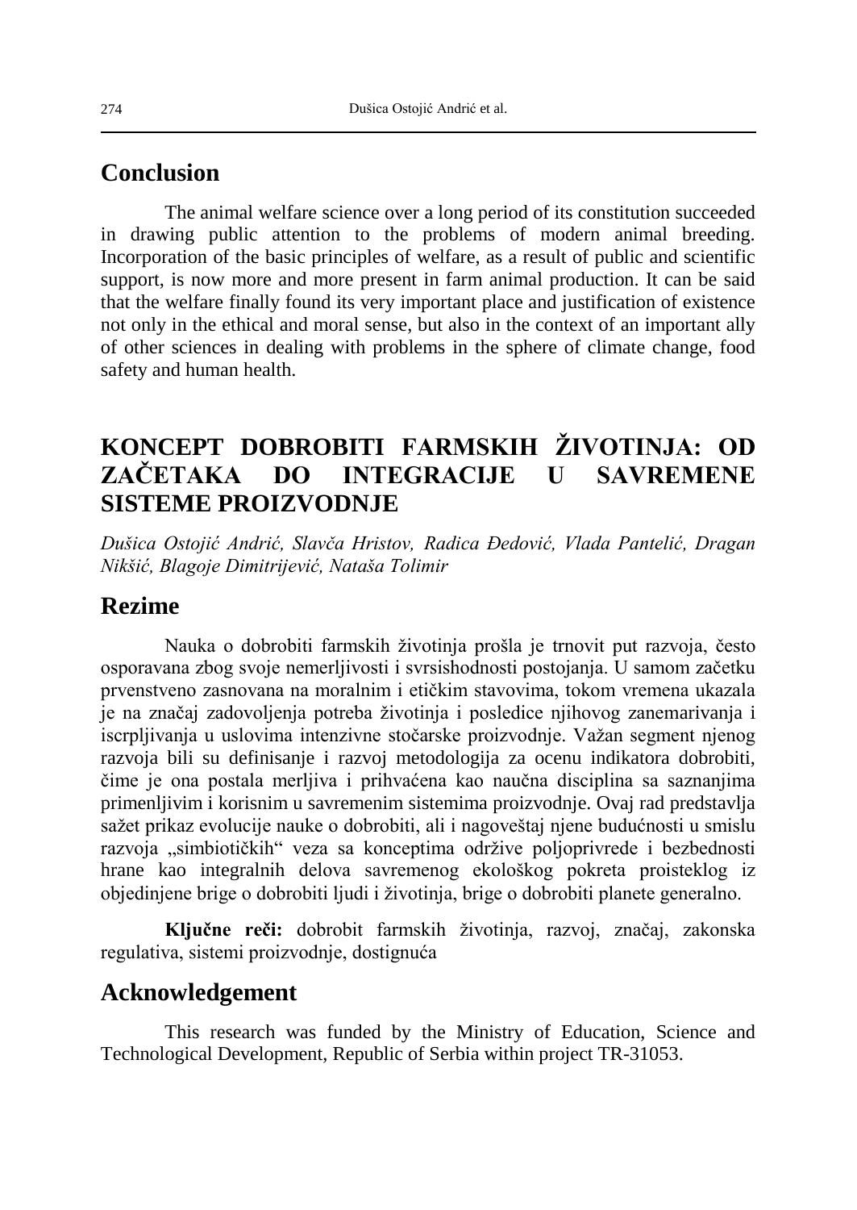## Conclusion

The animal welfare science over a long period of its constitution succeeded in drawing public attention to the problems of modern animal breeding. Incorporation of the basic principles of welfare, as a result of public and scientific support, is now more and more present in farm animal production. It can be said that the welfare finally found its very important place and justification of existence not only in the ethical and moral sense, but also in the context of an important ally of other sciences in dealing with problems in the sphere of climate change, food safety and human health.

# KONCEPT DOBROBITI FARMSKIH ŽIVOTINJA: OD ZAČETAKA DO INTEGRACIJE U SAVREMENE SISTEME PROIZVODNJE

*Dušica Ostojić Andrić, Slavča Hristov, Radica Đedović, Vlada Pantelić, Dragan Nikšić, Blagoje Dimitrijević, Nataša Tolimir*

## Rezime

Nauka o dobrobiti farmskih životinja prošla je trnovit put razvoja, često osporavana zbog svoje nemerljivosti i svrsishodnosti postojanja. U samom začetku prvenstveno zasnovana na moralnim i etičkim stavovima, tokom vremena ukazala je na značaj zadovoljenja potreba životinja i posledice njihovog zanemarivanja i iscrpljivanja u uslovima intenzivne stočarske proizvodnje. Važan segment njenog razvoja bili su definisanje i razvoj metodologija za ocenu indikatora dobrobiti, čime je ona postala merljiva i prihvaćena kao naučna disciplina sa saznanjima primenljivim i korisnim u savremenim sistemima proizvodnje. Ovaj rad predstavlja sažet prikaz evolucije nauke o dobrobiti, ali i nagoveštaj njene budućnosti u smislu razvoja „simbiotičkih" veza sa konceptima održive poljoprivrede i bezbednosti hrane kao integralnih delova savremenog ekološkog pokreta proisteklog iz objedinjene brige o dobrobiti ljudi i životinja, brige o dobrobiti planete generalno.

**Ključne reči:** dobrobit farmskih životinja, razvoj, značaj, zakonska regulativa, sistemi proizvodnje, dostignuća

## Acknowledgement

This research was funded by the Ministry of Education, Science and Technological Development, Republic of Serbia within project TR-31053.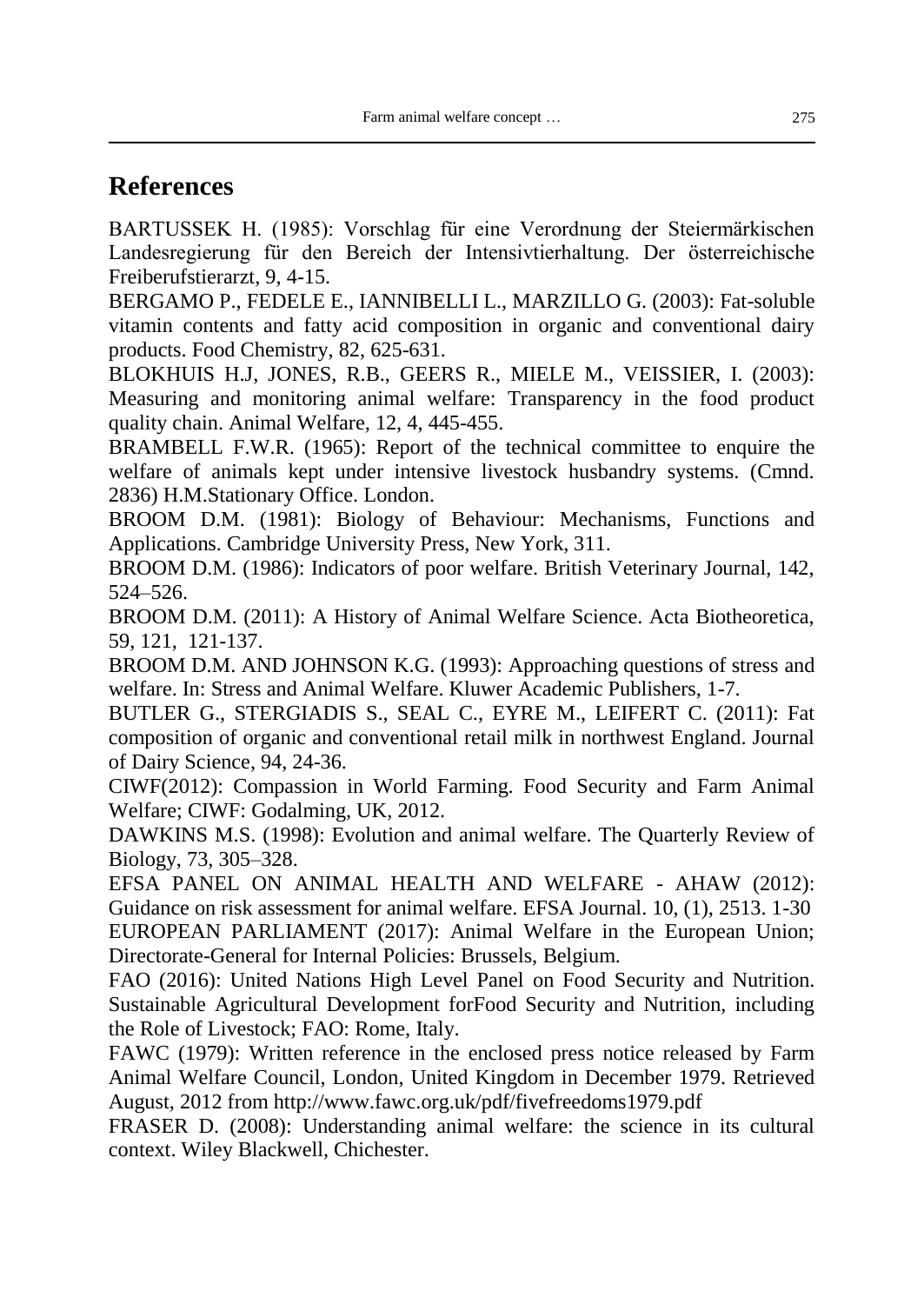## References

BARTUSSEK H. (1985): Vorschlag für eine Verordnung der Steiermärkischen Landesregierung für den Bereich der Intensivtierhaltung. Der österreichische Freiberufstierarzt, 9, 4-15.

BERGAMO P., FEDELE E., IANNIBELLI L., MARZILLO G. (2003): Fat-soluble vitamin contents and fatty acid composition in organic and conventional dairy products. Food Chemistry, 82, 625-631.

BLOKHUIS H.J, JONES, R.B., GEERS R., MIELE M., VEISSIER, I. (2003): Measuring and monitoring animal welfare: Transparency in the food product quality chain. Animal Welfare, 12, 4, 445-455.

BRAMBELL F.W.R. (1965): Report of the technical committee to enquire the welfare of animals kept under intensive livestock husbandry systems. (Cmnd. 2836) H.M.Stationary Office. London.

BROOM D.M. (1981): Biology of Behaviour: Mechanisms, Functions and Applications. Cambridge University Press, New York, 311.

BROOM D.M. (1986): Indicators of poor welfare. British Veterinary Journal, 142, 524–526.

BROOM D.M. (2011): A History of Animal Welfare Science. Acta Biotheoretica, 59, 121, 121-137.

BROOM D.M. AND JOHNSON K.G. (1993): Approaching questions of stress and welfare. In: Stress and Animal Welfare. Kluwer Academic Publishers, 1-7.

BUTLER G., STERGIADIS S., SEAL C., EYRE M., LEIFERT C. (2011): Fat composition of organic and conventional retail milk in northwest England. Journal of Dairy Science, 94, 24-36.

CIWF(2012): Compassion in World Farming. Food Security and Farm Animal Welfare; CIWF: Godalming, UK, 2012.

DAWKINS M.S. (1998): Evolution and animal welfare. The Quarterly Review of Biology, 73, 305–328.

EFSA PANEL ON ANIMAL HEALTH AND WELFARE - AHAW (2012): Guidance on risk assessment for animal welfare. EFSA Journal. 10, (1), 2513. 1-30

EUROPEAN PARLIAMENT (2017): Animal Welfare in the European Union; Directorate-General for Internal Policies: Brussels, Belgium.

FAO (2016): United Nations High Level Panel on Food Security and Nutrition. Sustainable Agricultural Development forFood Security and Nutrition, including the Role of Livestock; FAO: Rome, Italy.

FAWC (1979): Written reference in the enclosed press notice released by Farm Animal Welfare Council, London, United Kingdom in December 1979. Retrieved August, 2012 from http://www.fawc.org.uk/pdf/fivefreedoms1979.pdf

FRASER D. (2008): Understanding animal welfare: the science in its cultural context. Wiley Blackwell, Chichester.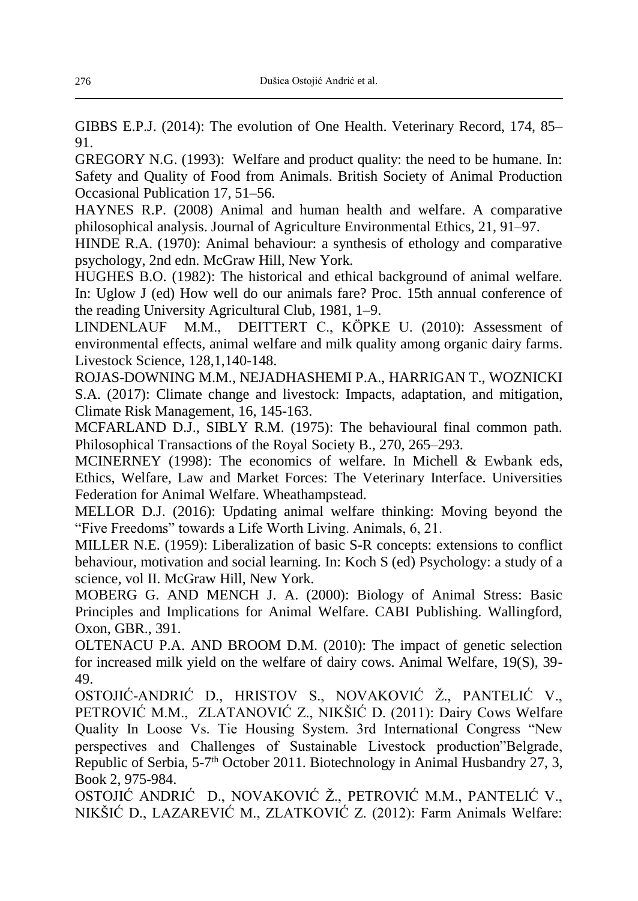GIBBS E.P.J. (2014): The evolution of One Health. Veterinary Record, 174, 85–91.

GREGORY N.G. (1993): Welfare and product quality: the need to be humane. In: Safety and Quality of Food from Animals. British Society of Animal Production Occasional Publication 17, 51–56.

HAYNES R.P. (2008) Animal and human health and welfare. A comparative philosophical analysis. Journal of Agriculture Environmental Ethics, 21, 91–97.

HINDE R.A. (1970): Animal behaviour: a synthesis of ethology and comparative psychology, 2nd edn. McGraw Hill, New York.

HUGHES B.O. (1982): The historical and ethical background of animal welfare. In: Uglow J (ed) How well do our animals fare? Proc. 15th annual conference of the reading University Agricultural Club, 1981, 1–9.

LINDENLAUF M.M., DEITTERT C., KÖPKE U. (2010): Assessment of environmental effects, animal welfare and milk quality among organic dairy farms. Livestock Science, 128,1,140-148.

ROJAS-DOWNING M.M., NEJADHASHEMI P.A., HARRIGAN T., WOZNICKI S.A. (2017): Climate change and livestock: Impacts, adaptation, and mitigation, Climate Risk Management, 16, 145-163.

MCFARLAND D.J., SIBLY R.M. (1975): The behavioural final common path. Philosophical Transactions of the Royal Society B., 270, 265–293.

MCINERNEY (1998): The economics of welfare. In Michell & Ewbank eds, Ethics, Welfare, Law and Market Forces: The Veterinary Interface. Universities Federation for Animal Welfare. Wheathampstead.

MELLOR D.J. (2016): Updating animal welfare thinking: Moving beyond the "Five Freedoms" towards a Life Worth Living. Animals, 6, 21.

MILLER N.E. (1959): Liberalization of basic S-R concepts: extensions to conflict behaviour, motivation and social learning. In: Koch S (ed) Psychology: a study of a science, vol II. McGraw Hill, New York.

MOBERG G. AND MENCH J. A. (2000): Biology of Animal Stress: Basic Principles and Implications for Animal Welfare. CABI Publishing. Wallingford, Oxon, GBR., 391.

OLTENACU P.A. AND BROOM D.M. (2010): The impact of genetic selection for increased milk yield on the welfare of dairy cows. Animal Welfare, 19(S), 39-49.

OSTOJIĆ-ANDRIĆ D., HRISTOV S., NOVAKOVIĆ Ž., PANTELIĆ V., PETROVIĆ M.M., ZLATANOVIĆ Z., NIKŠIĆ D. (2011): Dairy Cows Welfare Quality In Loose Vs. Tie Housing System. 3rd International Congress "New perspectives and Challenges of Sustainable Livestock production"Belgrade, Republic of Serbia, 5-7th October 2011. Biotechnology in Animal Husbandry 27, 3, Book 2, 975-984.

OSTOJIĆ ANDRIĆ D., NOVAKOVIĆ Ž., PETROVIĆ M.M., PANTELIĆ V., NIKŠIĆ D., LAZAREVIĆ M., ZLATKOVIĆ Z. (2012): Farm Animals Welfare: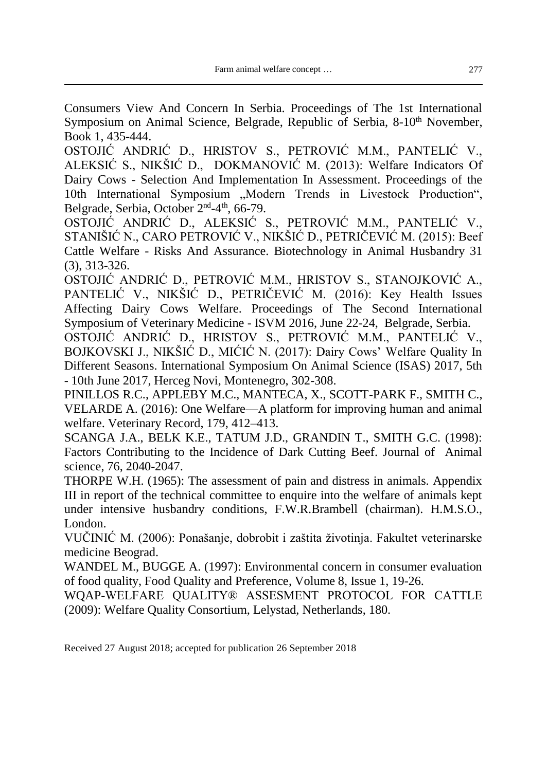Consumers View And Concern In Serbia. Proceedings of The 1st International Symposium on Animal Science, Belgrade, Republic of Serbia, 8-10th November, Book 1, 435-444.

OSTOJIĆ ANDRIĆ D., HRISTOV S., PETROVIĆ M.M., PANTELIĆ V., ALEKSIĆ S., NIKŠIĆ D., DOKMANOVIĆ M. (2013): Welfare Indicators Of Dairy Cows - Selection And Implementation In Assessment. Proceedings of the 10th International Symposium „Modern Trends in Livestock Production", Belgrade, Serbia, October 2nd-4th, 66-79.

OSTOJIĆ ANDRIĆ D., ALEKSIĆ S., PETROVIĆ M.M., PANTELIĆ V., STANIŠIĆ N., CARO PETROVIĆ V., NIKŠIĆ D., PETRIČEVIĆ M. (2015): Beef Cattle Welfare - Risks And Assurance. Biotechnology in Animal Husbandry 31 (3), 313-326.

OSTOJIĆ ANDRIĆ D., PETROVIĆ M.M., HRISTOV S., STANOJKOVIĆ A., PANTELIĆ V., NIKŠIĆ D., PETRIČEVIĆ M. (2016): Key Health Issues Affecting Dairy Cows Welfare. Proceedings of The Second International Symposium of Veterinary Medicine - ISVM 2016, June 22-24, Belgrade, Serbia.

OSTOJIĆ ANDRIĆ D., HRISTOV S., PETROVIĆ M.M., PANTELIĆ V., BOJKOVSKI J., NIKŠIĆ D., MIĆIĆ N. (2017): Dairy Cows' Welfare Quality In Different Seasons. International Symposium On Animal Science (ISAS) 2017, 5th - 10th June 2017, Herceg Novi, Montenegro, 302-308.

PINILLOS R.C., APPLEBY M.C., MANTECA, X., SCOTT-PARK F., SMITH C., VELARDE A. (2016): One Welfare—A platform for improving human and animal welfare. Veterinary Record, 179, 412–413.

SCANGA J.A., BELK K.E., TATUM J.D., GRANDIN T., SMITH G.C. (1998): Factors Contributing to the Incidence of Dark Cutting Beef. Journal of Animal science, 76, 2040-2047.

THORPE W.H. (1965): The assessment of pain and distress in animals. Appendix III in report of the technical committee to enquire into the welfare of animals kept under intensive husbandry conditions, F.W.R.Brambell (chairman). H.M.S.O., London.

VUČINIĆ M. (2006): Ponašanje, dobrobit i zaštita životinja. Fakultet veterinarske medicine Beograd.

WANDEL M., BUGGE A. (1997): Environmental concern in consumer evaluation of food quality, Food Quality and Preference, Volume 8, Issue 1, 19-26.

WQAP-WELFARE QUALITY® ASSESMENT PROTOCOL FOR CATTLE (2009): Welfare Quality Consortium, Lelystad, Netherlands, 180.

Received 27 August 2018; accepted for publication 26 September 2018